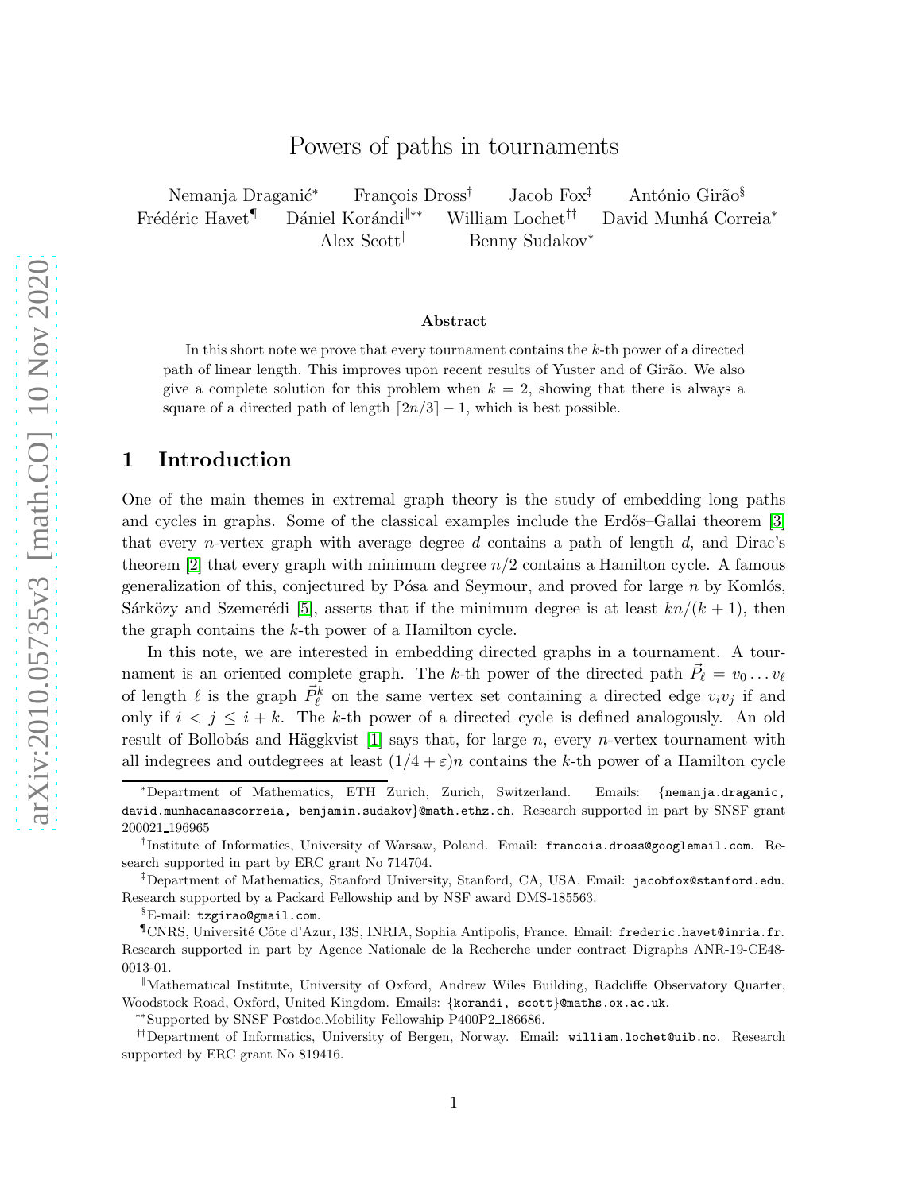# Powers of paths in tournaments

Nemanja Draganić[*] François Dross[†] Jacob Fox[‡] António Girão[§] Frédéric Havet[¶] Dániel Korándi[‖**] William Lochet[††] David Munhá Correia[*] Alex Scott[‖] Benny Sudakov[*]

### Abstract

In this short note we prove that every tournament contains the $k$-th power of a directed path of linear length. This improves upon recent results of Yuster and of Girão. We also give a complete solution for this problem when $k = 2$, showing that there is always a square of a directed path of length $\lceil 2n/3 \rceil - 1$, which is best possible.

## 1 Introduction

One of the main themes in extremal graph theory is the study of embedding long paths and cycles in graphs. Some of the classical examples include the Erdős–Gallai theorem [3] that every $n$-vertex graph with average degree $d$ contains a path of length $d$, and Dirac's theorem [2] that every graph with minimum degree $n/2$ contains a Hamilton cycle. A famous generalization of this, conjectured by Pósa and Seymour, and proved for large $n$ by Komlós, Sárközy and Szemerédi [5], asserts that if the minimum degree is at least $kn/(k+1)$, then the graph contains the $k$-th power of a Hamilton cycle.

In this note, we are interested in embedding directed graphs in a tournament. A tournament is an oriented complete graph. The $k$-th power of the directed path $\vec{P}_\ell = v_0 \ldots v_\ell$ of length $\ell$ is the graph $\vec{P}_\ell^k$ on the same vertex set containing a directed edge $v_i v_j$ if and only if $i < j \leq i + k$. The $k$-th power of a directed cycle is defined analogously. An old result of Bollobás and Häggkvist [1] says that, for large $n$, every $n$-vertex tournament with all indegrees and outdegrees at least $(1/4 + \varepsilon)n$ contains the $k$-th power of a Hamilton cycle

---

[*]Department of Mathematics, ETH Zurich, Zurich, Switzerland. Emails: {nemanja.draganic, david.munhacanascorreia, benjamin.sudakov}@math.ethz.ch. Research supported in part by SNSF grant 200021_196965

[†]Institute of Informatics, University of Warsaw, Poland. Email: francois.dross@googlemail.com. Research supported in part by ERC grant No 714704.

[‡]Department of Mathematics, Stanford University, Stanford, CA, USA. Email: jacobfox@stanford.edu. Research supported by a Packard Fellowship and by NSF award DMS-185563.

[§]E-mail: tzgirao@gmail.com.

[¶]CNRS, Université Côte d'Azur, I3S, INRIA, Sophia Antipolis, France. Email: frederic.havet@inria.fr. Research supported in part by Agence Nationale de la Recherche under contract Digraphs ANR-19-CE48-0013-01.

[‖]Mathematical Institute, University of Oxford, Andrew Wiles Building, Radcliffe Observatory Quarter, Woodstock Road, Oxford, United Kingdom. Emails: {korandi, scott}@maths.ox.ac.uk.

[**]Supported by SNSF Postdoc.Mobility Fellowship P400P2_186686.

[††]Department of Informatics, University of Bergen, Norway. Email: william.lochet@uib.no. Research supported by ERC grant No 819416.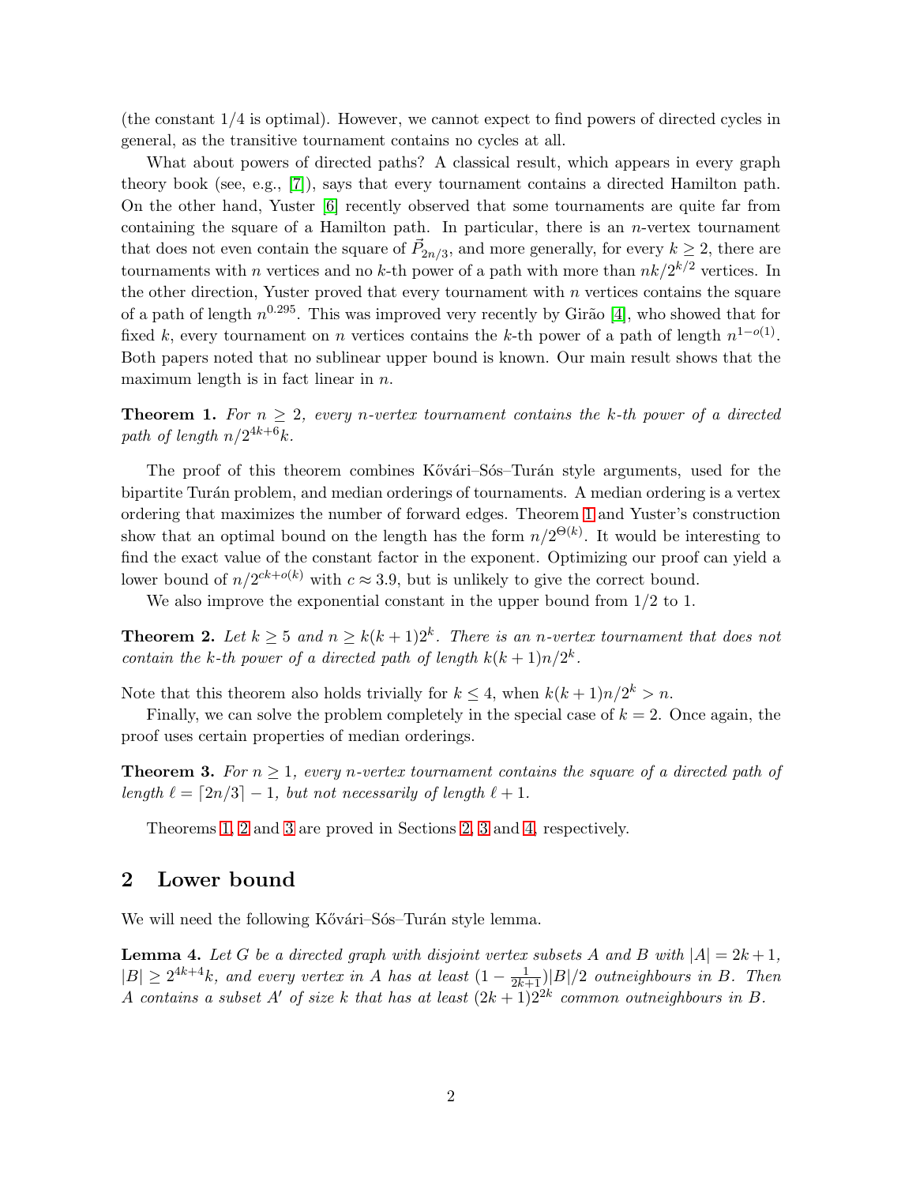(the constant 1/4 is optimal). However, we cannot expect to find powers of directed cycles in general, as the transitive tournament contains no cycles at all.

What about powers of directed paths? A classical result, which appears in every graph theory book (see, e.g., [7]), says that every tournament contains a directed Hamilton path. On the other hand, Yuster [6] recently observed that some tournaments are quite far from containing the square of a Hamilton path. In particular, there is an $n$-vertex tournament that does not even contain the square of $\vec{P}_{2n/3}$, and more generally, for every $k \geq 2$, there are tournaments with $n$ vertices and no $k$-th power of a path with more than $nk/2^{k/2}$ vertices. In the other direction, Yuster proved that every tournament with $n$ vertices contains the square of a path of length $n^{0.295}$. This was improved very recently by Girão [4], who showed that for fixed $k$, every tournament on $n$ vertices contains the $k$-th power of a path of length $n^{1-o(1)}$. Both papers noted that no sublinear upper bound is known. Our main result shows that the maximum length is in fact linear in $n$.

**Theorem 1.** *For $n \geq 2$, every $n$-vertex tournament contains the $k$-th power of a directed path of length $n/2^{4k+6}k$.*

The proof of this theorem combines Kővári–Sós–Turán style arguments, used for the bipartite Turán problem, and median orderings of tournaments. A median ordering is a vertex ordering that maximizes the number of forward edges. Theorem 1 and Yuster's construction show that an optimal bound on the length has the form $n/2^{\Theta(k)}$. It would be interesting to find the exact value of the constant factor in the exponent. Optimizing our proof can yield a lower bound of $n/2^{ck+o(k)}$ with $c \approx 3.9$, but is unlikely to give the correct bound.

We also improve the exponential constant in the upper bound from 1/2 to 1.

**Theorem 2.** *Let $k \geq 5$ and $n \geq k(k+1)2^k$. There is an $n$-vertex tournament that does not contain the $k$-th power of a directed path of length $k(k+1)n/2^k$.*

Note that this theorem also holds trivially for $k \leq 4$, when $k(k+1)n/2^k > n$.

Finally, we can solve the problem completely in the special case of $k = 2$. Once again, the proof uses certain properties of median orderings.

**Theorem 3.** *For $n \geq 1$, every $n$-vertex tournament contains the square of a directed path of length $\ell = \lceil 2n/3 \rceil - 1$, but not necessarily of length $\ell + 1$.*

Theorems 1, 2 and 3 are proved in Sections 2, 3 and 4, respectively.

## 2 Lower bound

We will need the following Kővári–Sós–Turán style lemma.

**Lemma 4.** *Let $G$ be a directed graph with disjoint vertex subsets $A$ and $B$ with $|A| = 2k+1$, $|B| \geq 2^{4k+4}k$, and every vertex in $A$ has at least $(1 - \frac{1}{2k+1})|B|/2$ outneighbours in $B$. Then $A$ contains a subset $A'$ of size $k$ that has at least $(2k+1)2^{2k}$ common outneighbours in $B$.*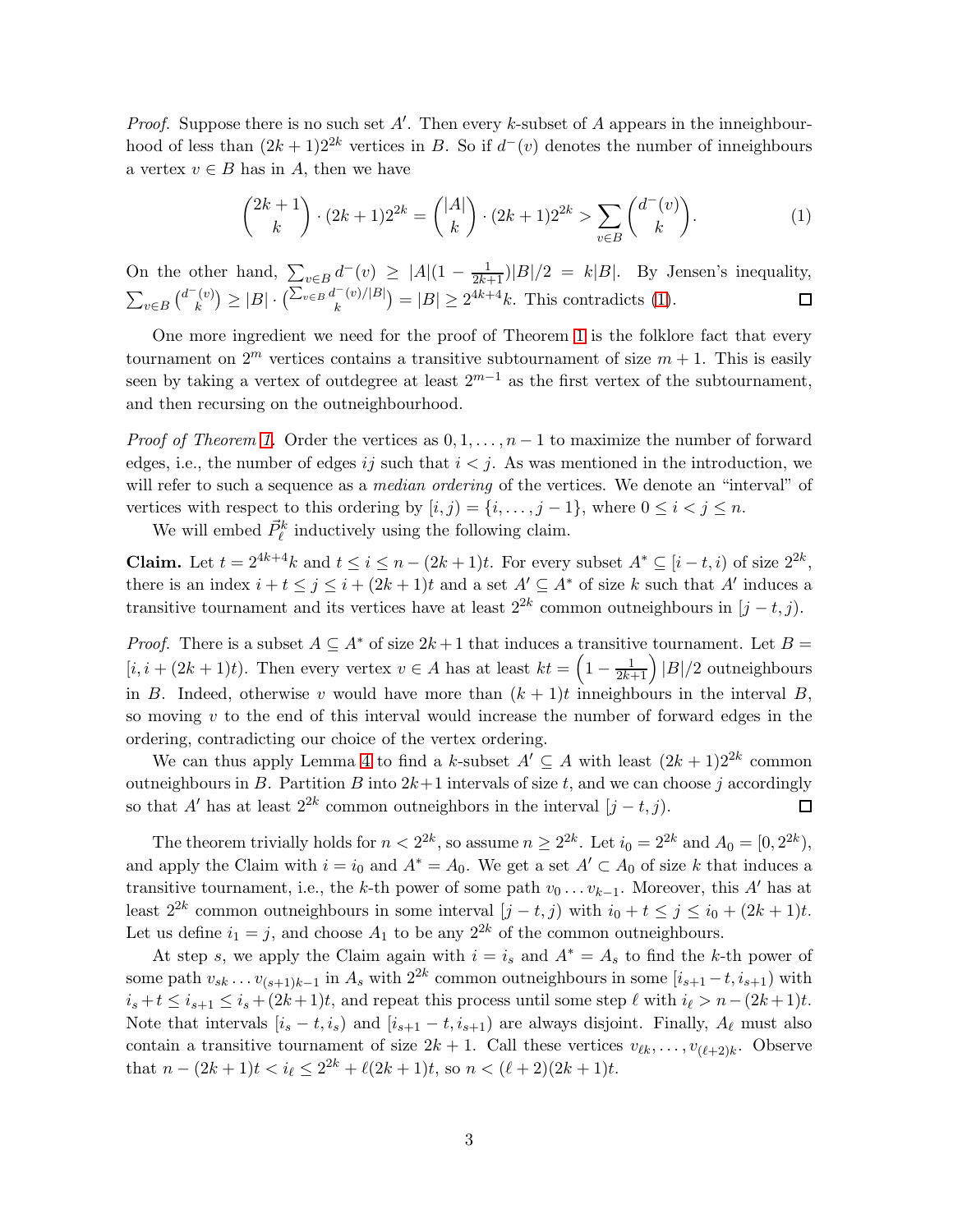*Proof.* Suppose there is no such set $A'$. Then every $k$-subset of $A$ appears in the inneighbourhood of less than $(2k+1)2^{2k}$ vertices in $B$. So if $d^-(v)$ denotes the number of inneighbours a vertex $v \in B$ has in $A$, then we have

$$\binom{2k+1}{k} \cdot (2k+1)2^{2k} = \binom{|A|}{k} \cdot (2k+1)2^{2k} > \sum_{v \in B} \binom{d^-(v)}{k}. \tag{1}$$

On the other hand, $\sum_{v \in B} d^-(v) \geq |A|(1 - \frac{1}{2k+1})|B|/2 = k|B|$. By Jensen's inequality, $\sum_{v \in B} \binom{d^-(v)}{k} \geq |B| \cdot \binom{\sum_{v \in B} d^-(v)/|B|}{k} = |B| \geq 2^{4k+4}k$. This contradicts (1). □

One more ingredient we need for the proof of Theorem 1 is the folklore fact that every tournament on $2^m$ vertices contains a transitive subtournament of size $m+1$. This is easily seen by taking a vertex of outdegree at least $2^{m-1}$ as the first vertex of the subtournament, and then recursing on the outneighbourhood.

*Proof of Theorem 1.* Order the vertices as $0, 1, \ldots, n-1$ to maximize the number of forward edges, i.e., the number of edges $ij$ such that $i < j$. As was mentioned in the introduction, we will refer to such a sequence as a *median ordering* of the vertices. We denote an "interval" of vertices with respect to this ordering by $[i, j) = \{i, \ldots, j-1\}$, where $0 \leq i < j \leq n$.

We will embed $\vec{P}_\ell^k$ inductively using the following claim.

**Claim.** Let $t = 2^{4k+4}k$ and $t \leq i \leq n - (2k+1)t$. For every subset $A^* \subseteq [i-t, i)$ of size $2^{2k}$, there is an index $i + t \leq j \leq i + (2k+1)t$ and a set $A' \subseteq A^*$ of size $k$ such that $A'$ induces a transitive tournament and its vertices have at least $2^{2k}$ common outneighbours in $[j-t, j)$.

*Proof.* There is a subset $A \subseteq A^*$ of size $2k+1$ that induces a transitive tournament. Let $B = [i, i + (2k+1)t)$. Then every vertex $v \in A$ has at least $kt = \left(1 - \frac{1}{2k+1}\right)|B|/2$ outneighbours in $B$. Indeed, otherwise $v$ would have more than $(k+1)t$ inneighbours in the interval $B$, so moving $v$ to the end of this interval would increase the number of forward edges in the ordering, contradicting our choice of the vertex ordering.

We can thus apply Lemma 4 to find a $k$-subset $A' \subseteq A$ with least $(2k+1)2^{2k}$ common outneighbours in $B$. Partition $B$ into $2k+1$ intervals of size $t$, and we can choose $j$ accordingly so that $A'$ has at least $2^{2k}$ common outneighbors in the interval $[j-t, j)$. □

The theorem trivially holds for $n < 2^{2k}$, so assume $n \geq 2^{2k}$. Let $i_0 = 2^{2k}$ and $A_0 = [0, 2^{2k})$, and apply the Claim with $i = i_0$ and $A^* = A_0$. We get a set $A' \subset A_0$ of size $k$ that induces a transitive tournament, i.e., the $k$-th power of some path $v_0 \ldots v_{k-1}$. Moreover, this $A'$ has at least $2^{2k}$ common outneighbours in some interval $[j-t, j)$ with $i_0 + t \leq j \leq i_0 + (2k+1)t$. Let us define $i_1 = j$, and choose $A_1$ to be any $2^{2k}$ of the common outneighbours.

At step $s$, we apply the Claim again with $i = i_s$ and $A^* = A_s$ to find the $k$-th power of some path $v_{sk} \ldots v_{(s+1)k-1}$ in $A_s$ with $2^{2k}$ common outneighbours in some $[i_{s+1} - t, i_{s+1})$ with $i_s + t \leq i_{s+1} \leq i_s + (2k+1)t$, and repeat this process until some step $\ell$ with $i_\ell > n - (2k+1)t$. Note that intervals $[i_s - t, i_s)$ and $[i_{s+1} - t, i_{s+1})$ are always disjoint. Finally, $A_\ell$ must also contain a transitive tournament of size $2k+1$. Call these vertices $v_{\ell k}, \ldots, v_{(\ell+2)k}$. Observe that $n - (2k+1)t < i_\ell \leq 2^{2k} + \ell(2k+1)t$, so $n < (\ell+2)(2k+1)t$.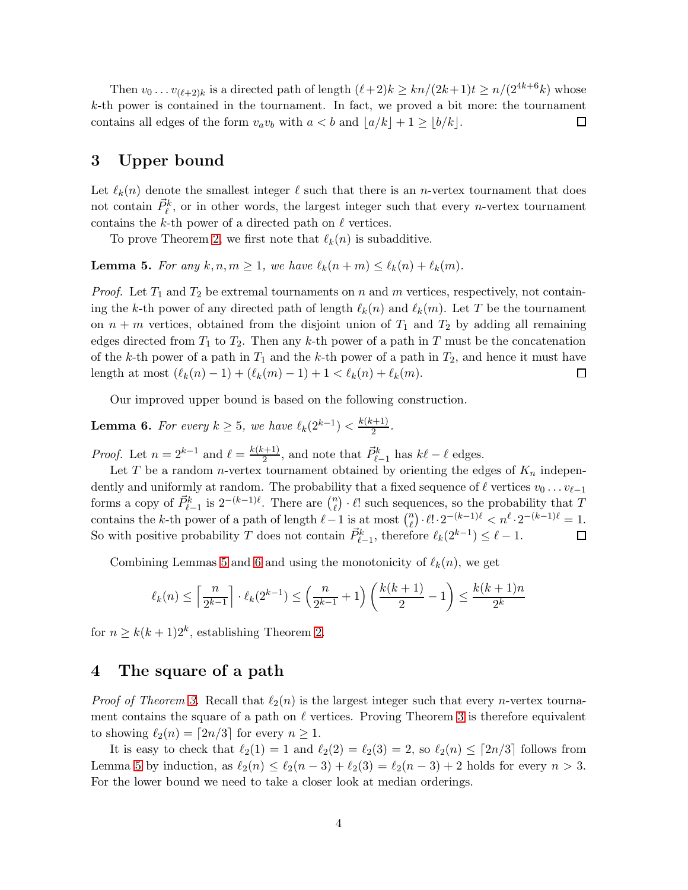Then $v_0 \dots v_{(\ell+2)k}$ is a directed path of length $(\ell+2)k \geq kn/(2k+1)t \geq n/(2^{4k+6}k)$ whose $k$-th power is contained in the tournament. In fact, we proved a bit more: the tournament contains all edges of the form $v_a v_b$ with $a < b$ and $\lfloor a/k \rfloor + 1 \geq \lfloor b/k \rfloor$. $\square$

## 3 Upper bound

Let $\ell_k(n)$ denote the smallest integer $\ell$ such that there is an $n$-vertex tournament that does not contain $\vec{P}^k_\ell$, or in other words, the largest integer such that every $n$-vertex tournament contains the $k$-th power of a directed path on $\ell$ vertices.

To prove Theorem 2, we first note that $\ell_k(n)$ is subadditive.

**Lemma 5.** *For any $k, n, m \geq 1$, we have $\ell_k(n+m) \leq \ell_k(n) + \ell_k(m)$.*

*Proof.* Let $T_1$ and $T_2$ be extremal tournaments on $n$ and $m$ vertices, respectively, not containing the $k$-th power of any directed path of length $\ell_k(n)$ and $\ell_k(m)$. Let $T$ be the tournament on $n+m$ vertices, obtained from the disjoint union of $T_1$ and $T_2$ by adding all remaining edges directed from $T_1$ to $T_2$. Then any $k$-th power of a path in $T$ must be the concatenation of the $k$-th power of a path in $T_1$ and the $k$-th power of a path in $T_2$, and hence it must have length at most $(\ell_k(n) - 1) + (\ell_k(m) - 1) + 1 < \ell_k(n) + \ell_k(m)$. $\square$

Our improved upper bound is based on the following construction.

**Lemma 6.** *For every $k \geq 5$, we have $\ell_k(2^{k-1}) < \frac{k(k+1)}{2}$.*

*Proof.* Let $n = 2^{k-1}$ and $\ell = \frac{k(k+1)}{2}$, and note that $\vec{P}^k_{\ell-1}$ has $k\ell - \ell$ edges.

Let $T$ be a random $n$-vertex tournament obtained by orienting the edges of $K_n$ independently and uniformly at random. The probability that a fixed sequence of $\ell$ vertices $v_0 \dots v_{\ell-1}$ forms a copy of $\vec{P}^k_{\ell-1}$ is $2^{-(k-1)\ell}$. There are $\binom{n}{\ell} \cdot \ell!$ such sequences, so the probability that $T$ contains the $k$-th power of a path of length $\ell - 1$ is at most $\binom{n}{\ell} \cdot \ell! \cdot 2^{-(k-1)\ell} < n^\ell \cdot 2^{-(k-1)\ell} = 1$. So with positive probability $T$ does not contain $\vec{P}^k_{\ell-1}$, therefore $\ell_k(2^{k-1}) \leq \ell - 1$. $\square$

Combining Lemmas 5 and 6 and using the monotonicity of $\ell_k(n)$, we get

$$\ell_k(n) \leq \left\lceil \frac{n}{2^{k-1}} \right\rceil \cdot \ell_k(2^{k-1}) \leq \left( \frac{n}{2^{k-1}} + 1 \right) \left( \frac{k(k+1)}{2} - 1 \right) \leq \frac{k(k+1)n}{2^k}$$

for $n \geq k(k+1)2^k$, establishing Theorem 2.

## 4 The square of a path

*Proof of Theorem 3.* Recall that $\ell_2(n)$ is the largest integer such that every $n$-vertex tournament contains the square of a path on $\ell$ vertices. Proving Theorem 3 is therefore equivalent to showing $\ell_2(n) = \lceil 2n/3 \rceil$ for every $n \geq 1$.

It is easy to check that $\ell_2(1) = 1$ and $\ell_2(2) = \ell_2(3) = 2$, so $\ell_2(n) \leq \lceil 2n/3 \rceil$ follows from Lemma 5 by induction, as $\ell_2(n) \leq \ell_2(n-3) + \ell_2(3) = \ell_2(n-3) + 2$ holds for every $n > 3$. For the lower bound we need to take a closer look at median orderings.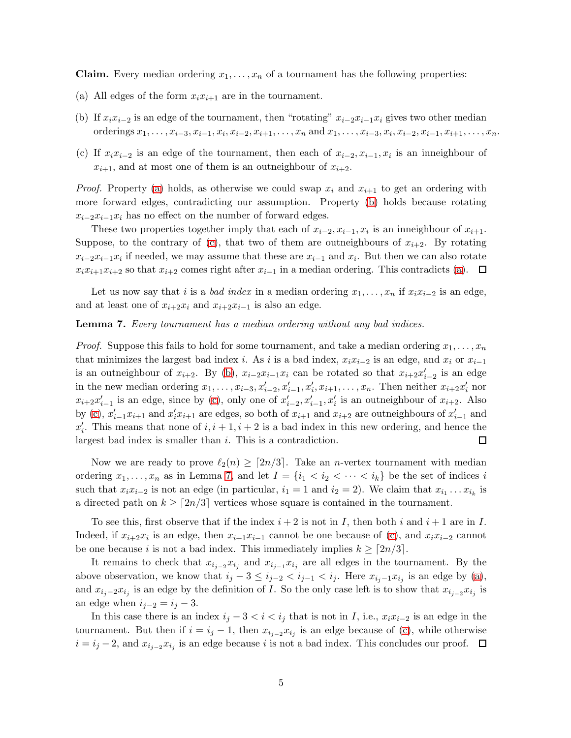**Claim.** Every median ordering $x_1, \dots, x_n$ of a tournament has the following properties:

(a) All edges of the form $x_i x_{i+1}$ are in the tournament.

(b) If $x_i x_{i-2}$ is an edge of the tournament, then "rotating" $x_{i-2}x_{i-1}x_i$ gives two other median orderings $x_1, \dots, x_{i-3}, x_{i-1}, x_i, x_{i-2}, x_{i+1}, \dots, x_n$ and $x_1, \dots, x_{i-3}, x_i, x_{i-2}, x_{i-1}, x_{i+1}, \dots, x_n$.

(c) If $x_i x_{i-2}$ is an edge of the tournament, then each of $x_{i-2}, x_{i-1}, x_i$ is an inneighbour of $x_{i+1}$, and at most one of them is an outneighbour of $x_{i+2}$.

*Proof.* Property (a) holds, as otherwise we could swap $x_i$ and $x_{i+1}$ to get an ordering with more forward edges, contradicting our assumption. Property (b) holds because rotating $x_{i-2}x_{i-1}x_i$ has no effect on the number of forward edges.

These two properties together imply that each of $x_{i-2}, x_{i-1}, x_i$ is an inneighbour of $x_{i+1}$. Suppose, to the contrary of (c), that two of them are outneighbours of $x_{i+2}$. By rotating $x_{i-2}x_{i-1}x_i$ if needed, we may assume that these are $x_{i-1}$ and $x_i$. But then we can also rotate $x_i x_{i+1} x_{i+2}$ so that $x_{i+2}$ comes right after $x_{i-1}$ in a median ordering. This contradicts (a). □

Let us now say that $i$ is a *bad index* in a median ordering $x_1, \dots, x_n$ if $x_i x_{i-2}$ is an edge, and at least one of $x_{i+2}x_i$ and $x_{i+2}x_{i-1}$ is also an edge.

**Lemma 7.** *Every tournament has a median ordering without any bad indices.*

*Proof.* Suppose this fails to hold for some tournament, and take a median ordering $x_1, \dots, x_n$ that minimizes the largest bad index $i$. As $i$ is a bad index, $x_i x_{i-2}$ is an edge, and $x_i$ or $x_{i-1}$ is an outneighbour of $x_{i+2}$. By (b), $x_{i-2}x_{i-1}x_i$ can be rotated so that $x_{i+2}x'_{i-2}$ is an edge in the new median ordering $x_1, \dots, x_{i-3}, x'_{i-2}, x'_{i-1}, x'_i, x_{i+1}, \dots, x_n$. Then neither $x_{i+2}x'_i$ nor $x_{i+2}x'_{i-1}$ is an edge, since by (c), only one of $x'_{i-2}, x'_{i-1}, x'_i$ is an outneighbour of $x_{i+2}$. Also by (c), $x'_{i-1}x_{i+1}$ and $x'_i x_{i+1}$ are edges, so both of $x_{i+1}$ and $x_{i+2}$ are outneighbours of $x'_{i-1}$ and $x'_i$. This means that none of $i, i+1, i+2$ is a bad index in this new ordering, and hence the largest bad index is smaller than $i$. This is a contradiction. □

Now we are ready to prove $\ell_2(n) \geq \lceil 2n/3 \rceil$. Take an $n$-vertex tournament with median ordering $x_1, \dots, x_n$ as in Lemma 7, and let $I = \{i_1 < i_2 < \cdots < i_k\}$ be the set of indices $i$ such that $x_i x_{i-2}$ is not an edge (in particular, $i_1 = 1$ and $i_2 = 2$). We claim that $x_{i_1} \dots x_{i_k}$ is a directed path on $k \geq \lceil 2n/3 \rceil$ vertices whose square is contained in the tournament.

To see this, first observe that if the index $i+2$ is not in $I$, then both $i$ and $i+1$ are in $I$. Indeed, if $x_{i+2}x_i$ is an edge, then $x_{i+1}x_{i-1}$ cannot be one because of (c), and $x_i x_{i-2}$ cannot be one because $i$ is not a bad index. This immediately implies $k \geq \lceil 2n/3 \rceil$.

It remains to check that $x_{i_{j-2}}x_{i_j}$ and $x_{i_{j-1}}x_{i_j}$ are all edges in the tournament. By the above observation, we know that $i_j - 3 \leq i_{j-2} < i_{j-1} < i_j$. Here $x_{i_j-1}x_{i_j}$ is an edge by (a), and $x_{i_j-2}x_{i_j}$ is an edge by the definition of $I$. So the only case left is to show that $x_{i_{j-2}}x_{i_j}$ is an edge when $i_{j-2} = i_j - 3$.

In this case there is an index $i_j - 3 < i < i_j$ that is not in $I$, i.e., $x_i x_{i-2}$ is an edge in the tournament. But then if $i = i_j - 1$, then $x_{i_{j-2}}x_{i_j}$ is an edge because of (c), while otherwise $i = i_j - 2$, and $x_{i_{j-2}}x_{i_j}$ is an edge because $i$ is not a bad index. This concludes our proof. □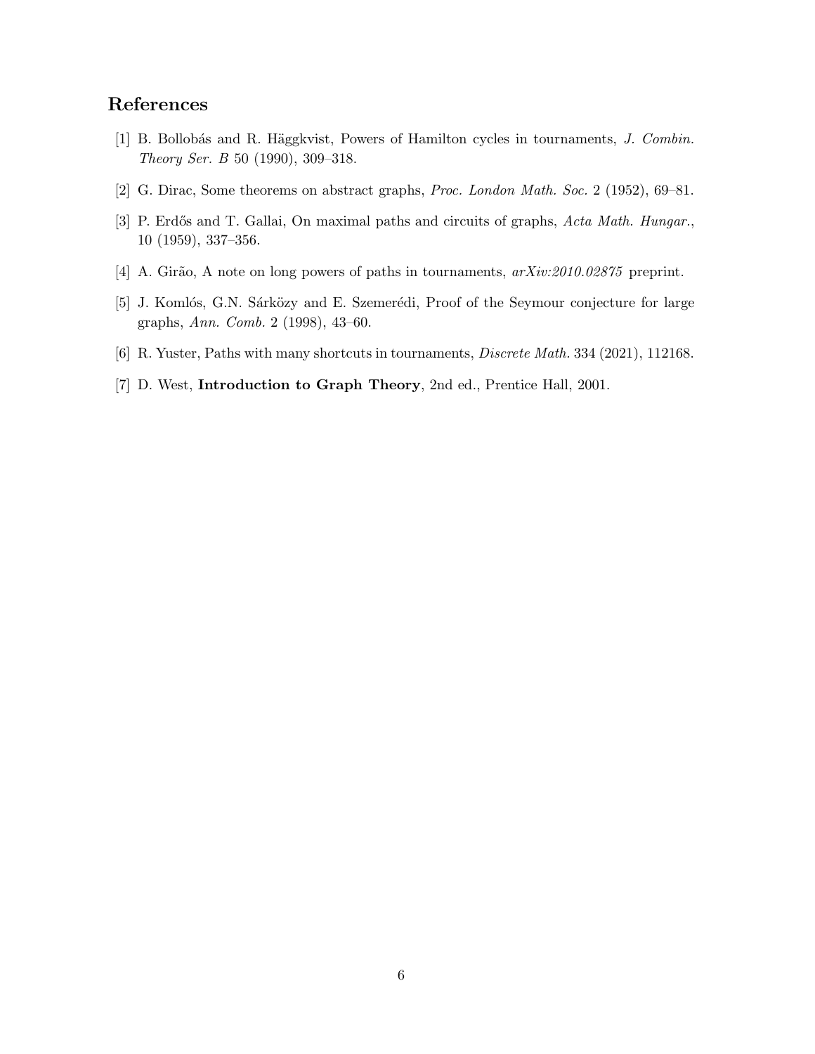## References

[1] B. Bollobás and R. Häggkvist, Powers of Hamilton cycles in tournaments, *J. Combin. Theory Ser. B* 50 (1990), 309–318.

[2] G. Dirac, Some theorems on abstract graphs, *Proc. London Math. Soc.* 2 (1952), 69–81.

[3] P. Erdős and T. Gallai, On maximal paths and circuits of graphs, *Acta Math. Hungar.*, 10 (1959), 337–356.

[4] A. Girão, A note on long powers of paths in tournaments, *arXiv:2010.02875* preprint.

[5] J. Komlós, G.N. Sárközy and E. Szemerédi, Proof of the Seymour conjecture for large graphs, *Ann. Comb.* 2 (1998), 43–60.

[6] R. Yuster, Paths with many shortcuts in tournaments, *Discrete Math.* 334 (2021), 112168.

[7] D. West, **Introduction to Graph Theory**, 2nd ed., Prentice Hall, 2001.